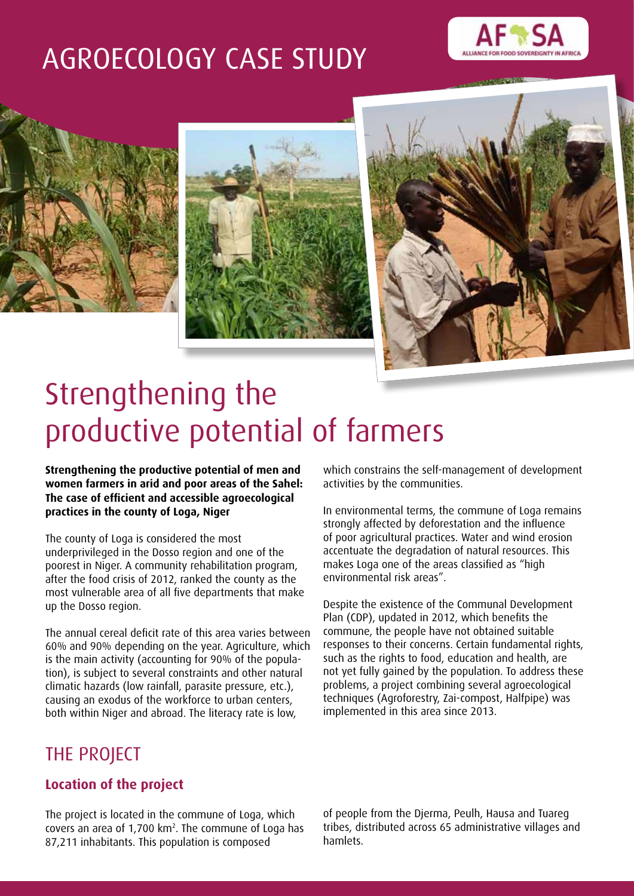# AGROECOLOGY CASE STUDY

# Strengthening the productive potential of farmers

**Strengthening the productive potential of men and women farmers in arid and poor areas of the Sahel: The case of efficient and accessible agroecological practices in the county of Loga, Niger**

The county of Loga is considered the most underprivileged in the Dosso region and one of the poorest in Niger. A community rehabilitation program, after the food crisis of 2012, ranked the county as the most vulnerable area of all five departments that make up the Dosso region.

The annual cereal deficit rate of this area varies between 60% and 90% depending on the year. Agriculture, which is the main activity (accounting for 90% of the population), is subject to several constraints and other natural climatic hazards (low rainfall, parasite pressure, etc.), causing an exodus of the workforce to urban centers, both within Niger and abroad. The literacy rate is low, which constrains the self-management of development activities by the communities.

In environmental terms, the commune of Loga remains strongly affected by deforestation and the influence of poor agricultural practices. Water and wind erosion accentuate the degradation of natural resources. This makes Loga one of the areas classified as "high environmental risk areas".

Despite the existence of the Communal Development Plan (CDP), updated in 2012, which benefits the commune, the people have not obtained suitable responses to their concerns. Certain fundamental rights, such as the rights to food, education and health, are not yet fully gained by the population. To address these problems, a project combining several agroecological techniques (Agroforestry, Zai-compost, Halfpipe) was implemented in this area since 2013.

## THE PROJECT

### Location of the project

The project is located in the commune of Loga, which covers an area of 1,700 km². The commune of Loga has 87,211 inhabitants. This population is composed of people from the Djerma, Peulh, Hausa and Tuareg tribes, distributed across 65 administrative villages and hamlets.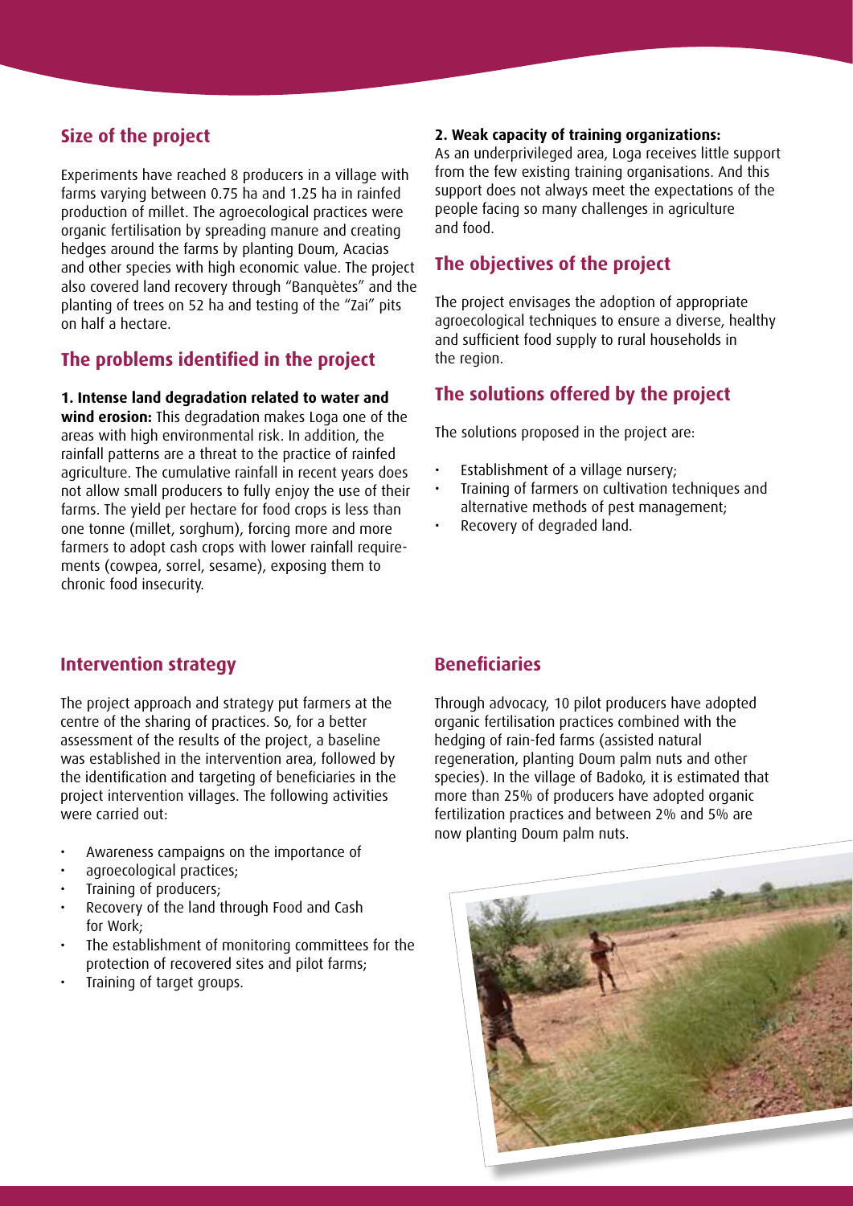## Size of the project

Experiments have reached 8 producers in a village with farms varying between 0.75 ha and 1.25 ha in rainfed production of millet. The agroecological practices were organic fertilisation by spreading manure and creating hedges around the farms by planting Doum, Acacias and other species with high economic value. The project also covered land recovery through "Banquètes" and the planting of trees on 52 ha and testing of the "Zai" pits on half a hectare.

## The problems identified in the project

**1. Intense land degradation related to water and wind erosion:** This degradation makes Loga one of the areas with high environmental risk. In addition, the rainfall patterns are a threat to the practice of rainfed agriculture. The cumulative rainfall in recent years does not allow small producers to fully enjoy the use of their farms. The yield per hectare for food crops is less than one tonne (millet, sorghum), forcing more and more farmers to adopt cash crops with lower rainfall requirements (cowpea, sorrel, sesame), exposing them to chronic food insecurity.

**2. Weak capacity of training organizations:** As an underprivileged area, Loga receives little support from the few existing training organisations. And this support does not always meet the expectations of the people facing so many challenges in agriculture and food.

## The objectives of the project

The project envisages the adoption of appropriate agroecological techniques to ensure a diverse, healthy and sufficient food supply to rural households in the region.

## The solutions offered by the project

The solutions proposed in the project are:

- Establishment of a village nursery;
- Training of farmers on cultivation techniques and alternative methods of pest management;
- Recovery of degraded land.

## Intervention strategy

The project approach and strategy put farmers at the centre of the sharing of practices. So, for a better assessment of the results of the project, a baseline was established in the intervention area, followed by the identification and targeting of beneficiaries in the project intervention villages. The following activities were carried out:

- Awareness campaigns on the importance of
- agroecological practices;
- Training of producers;
- Recovery of the land through Food and Cash for Work;
- The establishment of monitoring committees for the protection of recovered sites and pilot farms;
- Training of target groups.

## Beneficiaries

Through advocacy, 10 pilot producers have adopted organic fertilisation practices combined with the hedging of rain-fed farms (assisted natural regeneration, planting Doum palm nuts and other species). In the village of Badoko, it is estimated that more than 25% of producers have adopted organic fertilization practices and between 2% and 5% are now planting Doum palm nuts.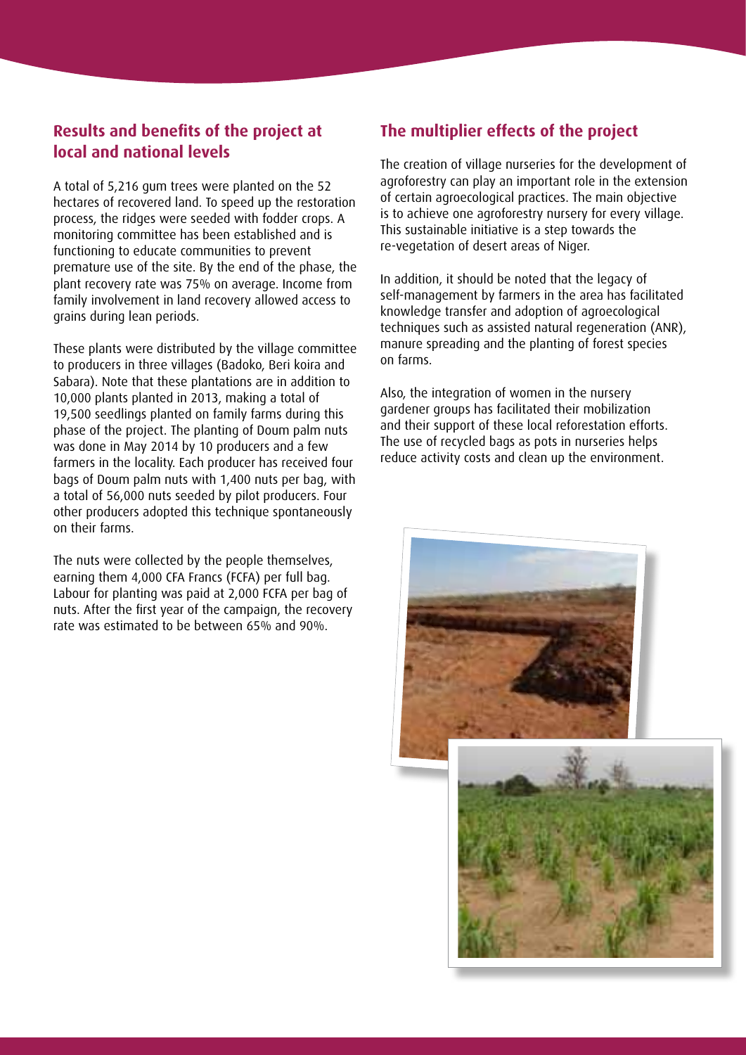## Results and benefits of the project at local and national levels

A total of 5,216 gum trees were planted on the 52 hectares of recovered land. To speed up the restoration process, the ridges were seeded with fodder crops. A monitoring committee has been established and is functioning to educate communities to prevent premature use of the site. By the end of the phase, the plant recovery rate was 75% on average. Income from family involvement in land recovery allowed access to grains during lean periods.

These plants were distributed by the village committee to producers in three villages (Badoko, Beri koira and Sabara). Note that these plantations are in addition to 10,000 plants planted in 2013, making a total of 19,500 seedlings planted on family farms during this phase of the project. The planting of Doum palm nuts was done in May 2014 by 10 producers and a few farmers in the locality. Each producer has received four bags of Doum palm nuts with 1,400 nuts per bag, with a total of 56,000 nuts seeded by pilot producers. Four other producers adopted this technique spontaneously on their farms.

The nuts were collected by the people themselves, earning them 4,000 CFA Francs (FCFA) per full bag. Labour for planting was paid at 2,000 FCFA per bag of nuts. After the first year of the campaign, the recovery rate was estimated to be between 65% and 90%.

## The multiplier effects of the project

The creation of village nurseries for the development of agroforestry can play an important role in the extension of certain agroecological practices. The main objective is to achieve one agroforestry nursery for every village. This sustainable initiative is a step towards the re-vegetation of desert areas of Niger.

In addition, it should be noted that the legacy of self-management by farmers in the area has facilitated knowledge transfer and adoption of agroecological techniques such as assisted natural regeneration (ANR), manure spreading and the planting of forest species on farms.

Also, the integration of women in the nursery gardener groups has facilitated their mobilization and their support of these local reforestation efforts. The use of recycled bags as pots in nurseries helps reduce activity costs and clean up the environment.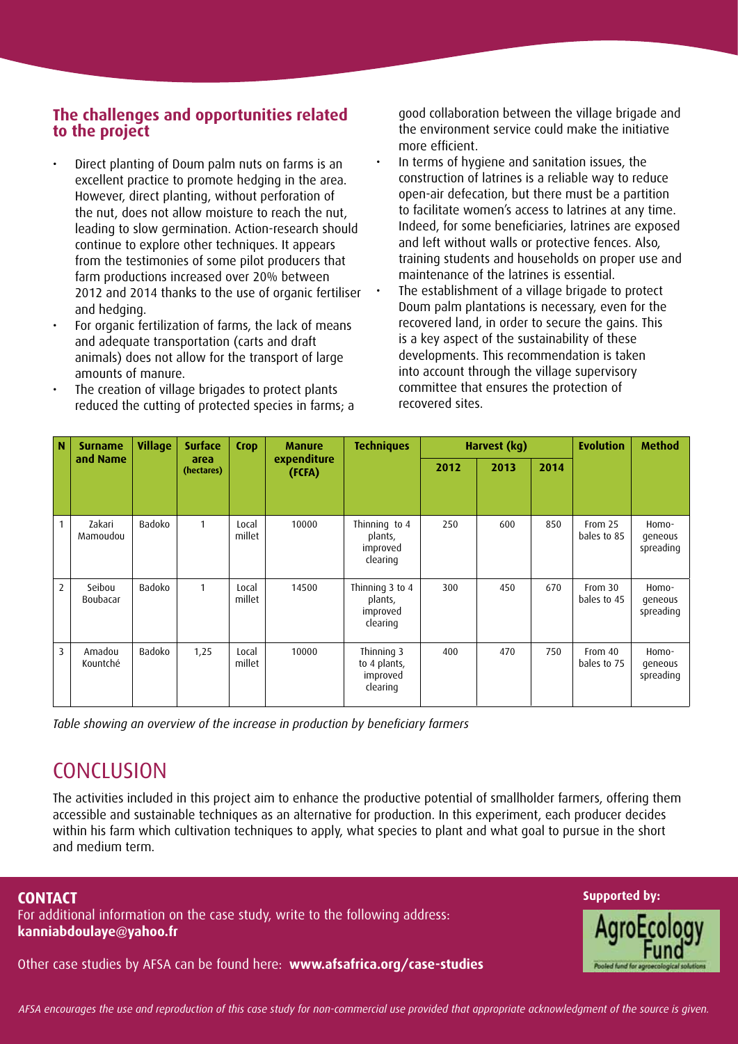## The challenges and opportunities related to the project

- Direct planting of Doum palm nuts on farms is an excellent practice to promote hedging in the area. However, direct planting, without perforation of the nut, does not allow moisture to reach the nut, leading to slow germination. Action-research should continue to explore other techniques. It appears from the testimonies of some pilot producers that farm productions increased over 20% between 2012 and 2014 thanks to the use of organic fertiliser and hedging.
- For organic fertilization of farms, the lack of means and adequate transportation (carts and draft animals) does not allow for the transport of large amounts of manure.
- The creation of village brigades to protect plants reduced the cutting of protected species in farms; a good collaboration between the village brigade and the environment service could make the initiative more efficient.
- In terms of hygiene and sanitation issues, the construction of latrines is a reliable way to reduce open-air defecation, but there must be a partition to facilitate women's access to latrines at any time. Indeed, for some beneficiaries, latrines are exposed and left without walls or protective fences. Also, training students and households on proper use and maintenance of the latrines is essential.
- The establishment of a village brigade to protect Doum palm plantations is necessary, even for the recovered land, in order to secure the gains. This is a key aspect of the sustainability of these developments. This recommendation is taken into account through the village supervisory committee that ensures the protection of recovered sites.

| N | Surname and Name | Village | Surface area (hectares) | Crop | Manure expenditure (FCFA) | Techniques | Harvest (kg) | | | Evolution | Method |
|---|---|---|---|---|---|---|---|---|---|---|---|
| | | | | | | | 2012 | 2013 | 2014 | | |
| 1 | Zakari Mamoudou | Badoko | 1 | Local millet | 10000 | Thinning to 4 plants, improved clearing | 250 | 600 | 850 | From 25 bales to 85 | Homo-geneous spreading |
| 2 | Seibou Boubacar | Badoko | 1 | Local millet | 14500 | Thinning 3 to 4 plants, improved clearing | 300 | 450 | 670 | From 30 bales to 45 | Homo-geneous spreading |
| 3 | Amadou Kountché | Badoko | 1,25 | Local millet | 10000 | Thinning 3 to 4 plants, improved clearing | 400 | 470 | 750 | From 40 bales to 75 | Homo-geneous spreading |

*Table showing an overview of the increase in production by beneficiary farmers*

# CONCLUSION

The activities included in this project aim to enhance the productive potential of smallholder farmers, offering them accessible and sustainable techniques as an alternative for production. In this experiment, each producer decides within his farm which cultivation techniques to apply, what species to plant and what goal to pursue in the short and medium term.

**CONTACT**

For additional information on the case study, write to the following address: **kanniabdoulaye@yahoo.fr**

Other case studies by AFSA can be found here: **www.afsafrica.org/case-studies**

**Supported by:**

AgroEcology Fund
Pooled fund for agroecological solutions

*AFSA encourages the use and reproduction of this case study for non-commercial use provided that appropriate acknowledgment of the source is given.*